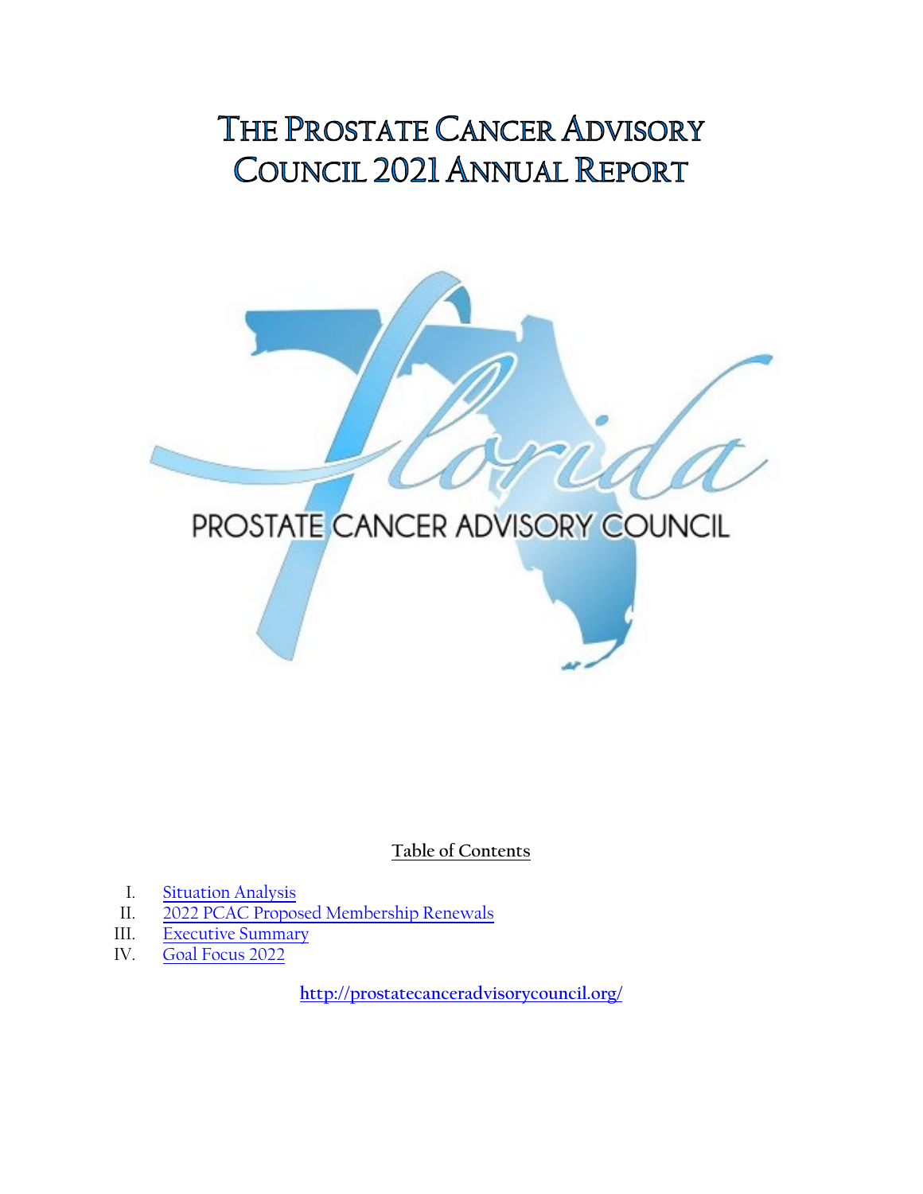# The Prostate Cancer Advisory Council 2021 Annual Report

**Table of Contents**

I. Situation Analysis
II. 2022 PCAC Proposed Membership Renewals
III. Executive Summary
IV. Goal Focus 2022

**http://prostatecanceradvisorycouncil.org/**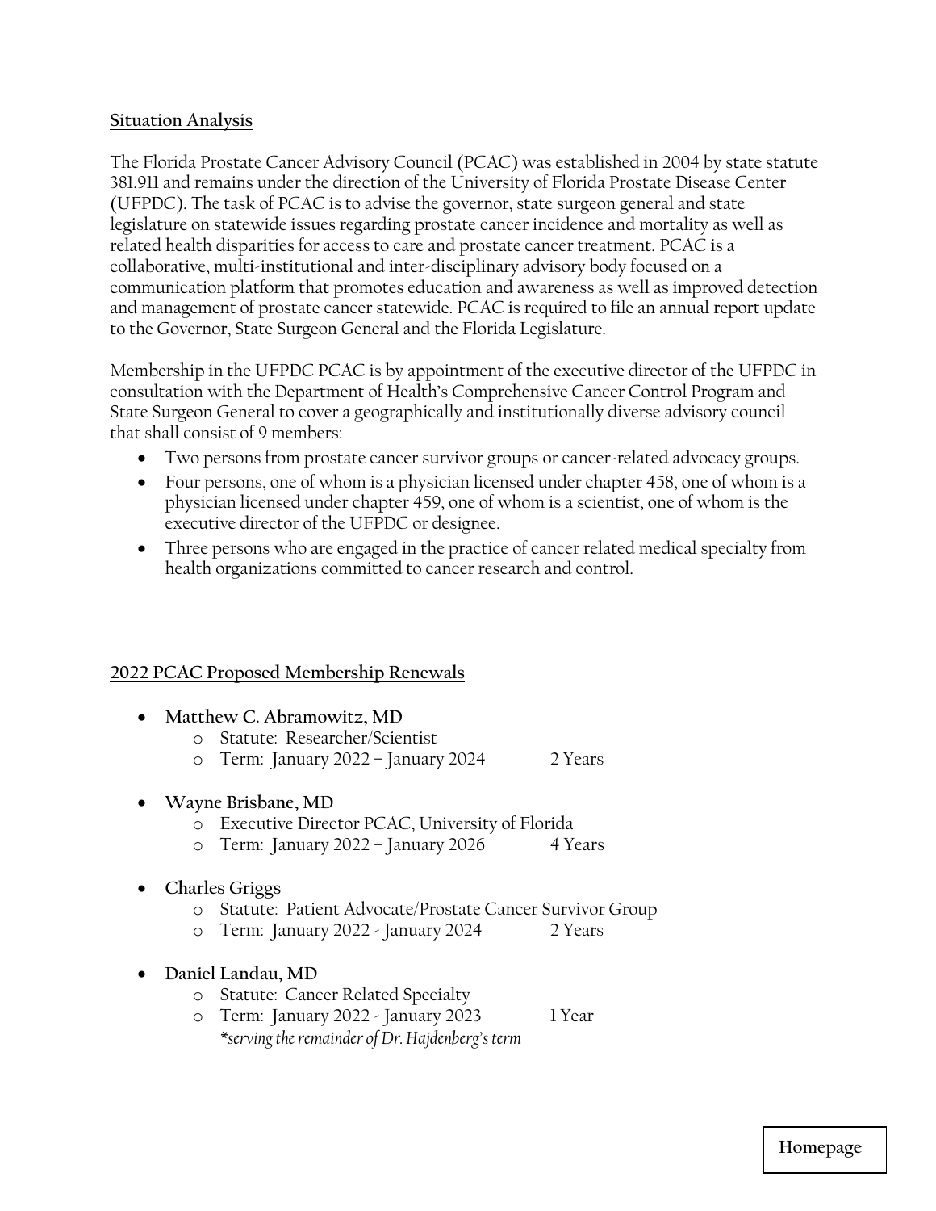## Situation Analysis

The Florida Prostate Cancer Advisory Council (PCAC) was established in 2004 by state statute 381.911 and remains under the direction of the University of Florida Prostate Disease Center (UFPDC). The task of PCAC is to advise the governor, state surgeon general and state legislature on statewide issues regarding prostate cancer incidence and mortality as well as related health disparities for access to care and prostate cancer treatment. PCAC is a collaborative, multi-institutional and inter-disciplinary advisory body focused on a communication platform that promotes education and awareness as well as improved detection and management of prostate cancer statewide. PCAC is required to file an annual report update to the Governor, State Surgeon General and the Florida Legislature.

Membership in the UFPDC PCAC is by appointment of the executive director of the UFPDC in consultation with the Department of Health's Comprehensive Cancer Control Program and State Surgeon General to cover a geographically and institutionally diverse advisory council that shall consist of 9 members:

- Two persons from prostate cancer survivor groups or cancer-related advocacy groups.
- Four persons, one of whom is a physician licensed under chapter 458, one of whom is a physician licensed under chapter 459, one of whom is a scientist, one of whom is the executive director of the UFPDC or designee.
- Three persons who are engaged in the practice of cancer related medical specialty from health organizations committed to cancer research and control.

## 2022 PCAC Proposed Membership Renewals

- **Matthew C. Abramowitz, MD**
  - Statute: Researcher/Scientist
  - Term: January 2022 – January 2024 2 Years
- **Wayne Brisbane, MD**
  - Executive Director PCAC, University of Florida
  - Term: January 2022 – January 2026 4 Years
- **Charles Griggs**
  - Statute: Patient Advocate/Prostate Cancer Survivor Group
  - Term: January 2022 - January 2024 2 Years
- **Daniel Landau, MD**
  - Statute: Cancer Related Specialty
  - Term: January 2022 - January 2023 1 Year
    *\*serving the remainder of Dr. Hajdenberg's term*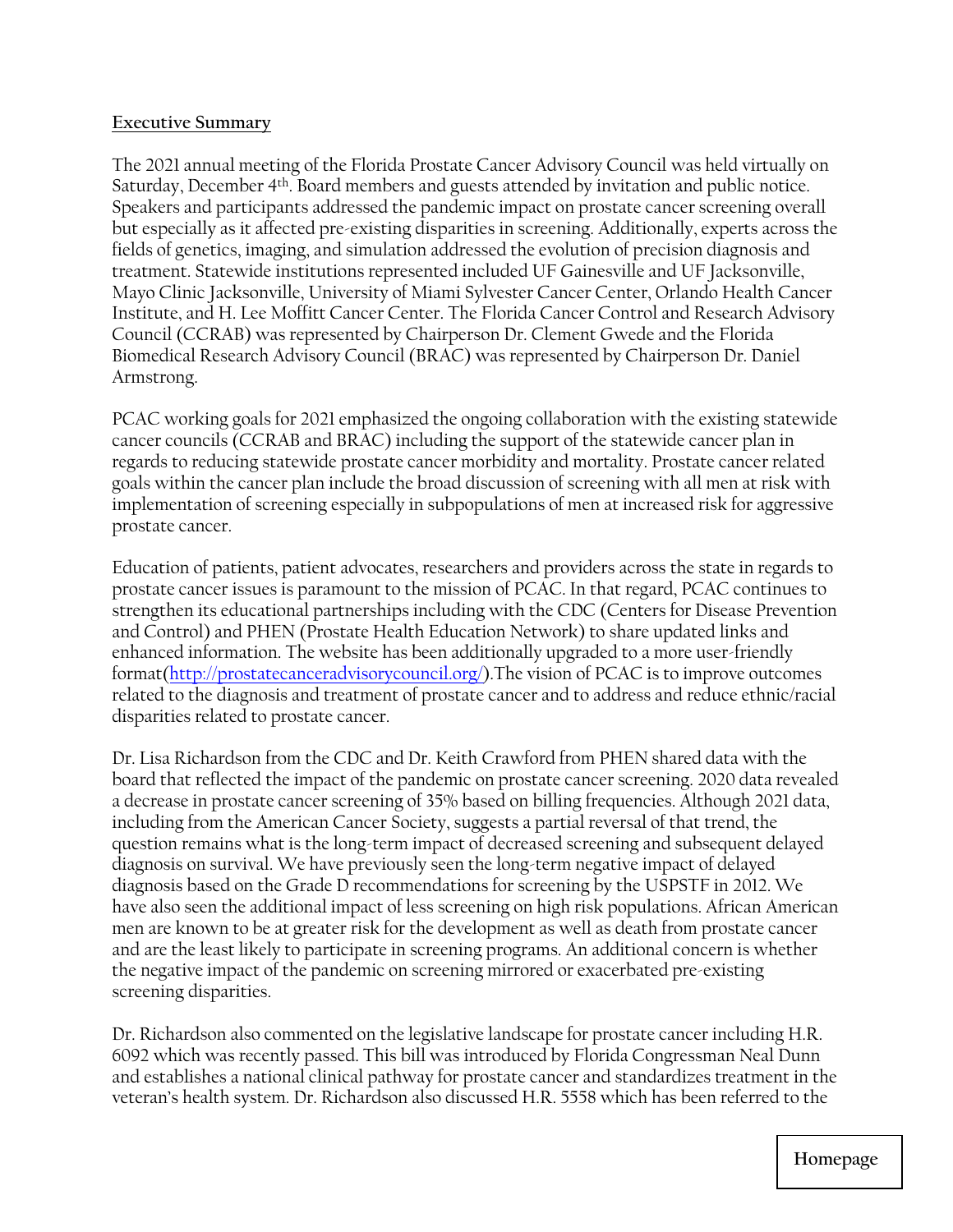## Executive Summary

The 2021 annual meeting of the Florida Prostate Cancer Advisory Council was held virtually on Saturday, December 4th. Board members and guests attended by invitation and public notice. Speakers and participants addressed the pandemic impact on prostate cancer screening overall but especially as it affected pre-existing disparities in screening. Additionally, experts across the fields of genetics, imaging, and simulation addressed the evolution of precision diagnosis and treatment. Statewide institutions represented included UF Gainesville and UF Jacksonville, Mayo Clinic Jacksonville, University of Miami Sylvester Cancer Center, Orlando Health Cancer Institute, and H. Lee Moffitt Cancer Center. The Florida Cancer Control and Research Advisory Council (CCRAB) was represented by Chairperson Dr. Clement Gwede and the Florida Biomedical Research Advisory Council (BRAC) was represented by Chairperson Dr. Daniel Armstrong.

PCAC working goals for 2021 emphasized the ongoing collaboration with the existing statewide cancer councils (CCRAB and BRAC) including the support of the statewide cancer plan in regards to reducing statewide prostate cancer morbidity and mortality. Prostate cancer related goals within the cancer plan include the broad discussion of screening with all men at risk with implementation of screening especially in subpopulations of men at increased risk for aggressive prostate cancer.

Education of patients, patient advocates, researchers and providers across the state in regards to prostate cancer issues is paramount to the mission of PCAC. In that regard, PCAC continues to strengthen its educational partnerships including with the CDC (Centers for Disease Prevention and Control) and PHEN (Prostate Health Education Network) to share updated links and enhanced information. The website has been additionally upgraded to a more user-friendly format([http://prostatecanceradvisorycouncil.org/](http://prostatecanceradvisorycouncil.org/)).The vision of PCAC is to improve outcomes related to the diagnosis and treatment of prostate cancer and to address and reduce ethnic/racial disparities related to prostate cancer.

Dr. Lisa Richardson from the CDC and Dr. Keith Crawford from PHEN shared data with the board that reflected the impact of the pandemic on prostate cancer screening. 2020 data revealed a decrease in prostate cancer screening of 35% based on billing frequencies. Although 2021 data, including from the American Cancer Society, suggests a partial reversal of that trend, the question remains what is the long-term impact of decreased screening and subsequent delayed diagnosis on survival. We have previously seen the long-term negative impact of delayed diagnosis based on the Grade D recommendations for screening by the USPSTF in 2012. We have also seen the additional impact of less screening on high risk populations. African American men are known to be at greater risk for the development as well as death from prostate cancer and are the least likely to participate in screening programs. An additional concern is whether the negative impact of the pandemic on screening mirrored or exacerbated pre-existing screening disparities.

Dr. Richardson also commented on the legislative landscape for prostate cancer including H.R. 6092 which was recently passed. This bill was introduced by Florida Congressman Neal Dunn and establishes a national clinical pathway for prostate cancer and standardizes treatment in the veteran's health system. Dr. Richardson also discussed H.R. 5558 which has been referred to the

Homepage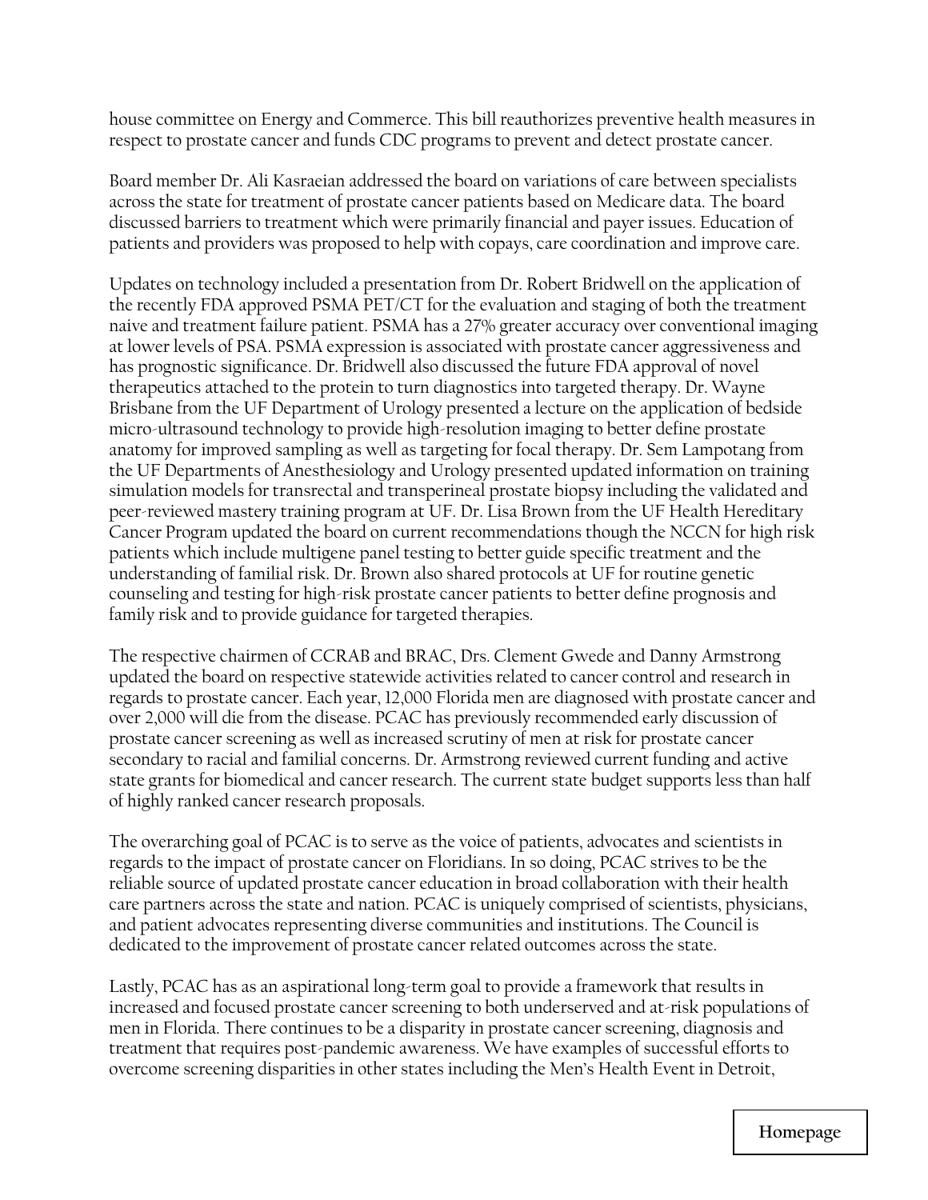house committee on Energy and Commerce. This bill reauthorizes preventive health measures in respect to prostate cancer and funds CDC programs to prevent and detect prostate cancer.

Board member Dr. Ali Kasraeian addressed the board on variations of care between specialists across the state for treatment of prostate cancer patients based on Medicare data. The board discussed barriers to treatment which were primarily financial and payer issues. Education of patients and providers was proposed to help with copays, care coordination and improve care.

Updates on technology included a presentation from Dr. Robert Bridwell on the application of the recently FDA approved PSMA PET/CT for the evaluation and staging of both the treatment naive and treatment failure patient. PSMA has a 27% greater accuracy over conventional imaging at lower levels of PSA. PSMA expression is associated with prostate cancer aggressiveness and has prognostic significance. Dr. Bridwell also discussed the future FDA approval of novel therapeutics attached to the protein to turn diagnostics into targeted therapy. Dr. Wayne Brisbane from the UF Department of Urology presented a lecture on the application of bedside micro-ultrasound technology to provide high-resolution imaging to better define prostate anatomy for improved sampling as well as targeting for focal therapy. Dr. Sem Lampotang from the UF Departments of Anesthesiology and Urology presented updated information on training simulation models for transrectal and transperineal prostate biopsy including the validated and peer-reviewed mastery training program at UF. Dr. Lisa Brown from the UF Health Hereditary Cancer Program updated the board on current recommendations though the NCCN for high risk patients which include multigene panel testing to better guide specific treatment and the understanding of familial risk. Dr. Brown also shared protocols at UF for routine genetic counseling and testing for high-risk prostate cancer patients to better define prognosis and family risk and to provide guidance for targeted therapies.

The respective chairmen of CCRAB and BRAC, Drs. Clement Gwede and Danny Armstrong updated the board on respective statewide activities related to cancer control and research in regards to prostate cancer. Each year, 12,000 Florida men are diagnosed with prostate cancer and over 2,000 will die from the disease. PCAC has previously recommended early discussion of prostate cancer screening as well as increased scrutiny of men at risk for prostate cancer secondary to racial and familial concerns. Dr. Armstrong reviewed current funding and active state grants for biomedical and cancer research. The current state budget supports less than half of highly ranked cancer research proposals.

The overarching goal of PCAC is to serve as the voice of patients, advocates and scientists in regards to the impact of prostate cancer on Floridians. In so doing, PCAC strives to be the reliable source of updated prostate cancer education in broad collaboration with their health care partners across the state and nation. PCAC is uniquely comprised of scientists, physicians, and patient advocates representing diverse communities and institutions. The Council is dedicated to the improvement of prostate cancer related outcomes across the state.

Lastly, PCAC has as an aspirational long-term goal to provide a framework that results in increased and focused prostate cancer screening to both underserved and at-risk populations of men in Florida. There continues to be a disparity in prostate cancer screening, diagnosis and treatment that requires post-pandemic awareness. We have examples of successful efforts to overcome screening disparities in other states including the Men's Health Event in Detroit,

Homepage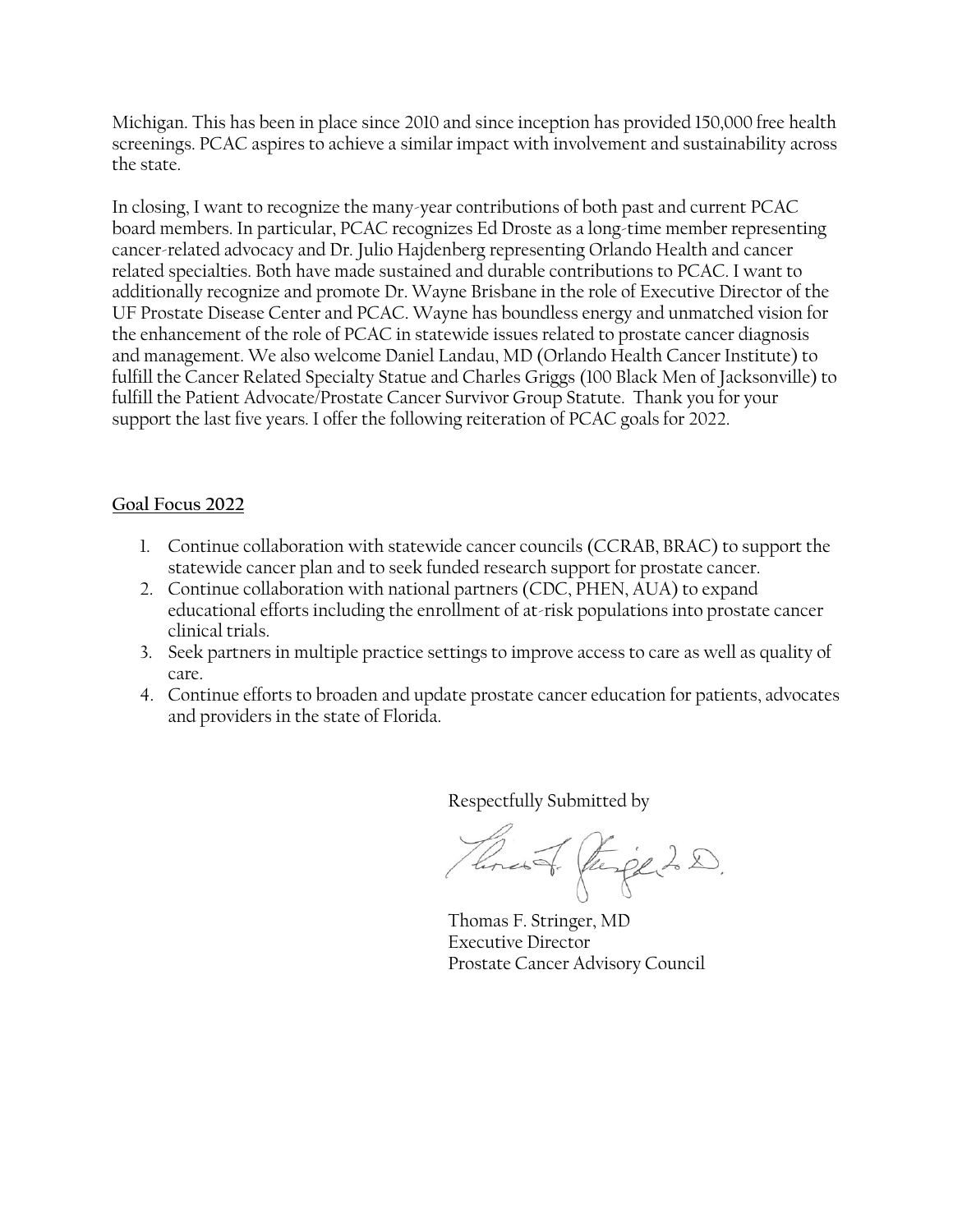Michigan. This has been in place since 2010 and since inception has provided 150,000 free health screenings. PCAC aspires to achieve a similar impact with involvement and sustainability across the state.

In closing, I want to recognize the many-year contributions of both past and current PCAC board members. In particular, PCAC recognizes Ed Droste as a long-time member representing cancer-related advocacy and Dr. Julio Hajdenberg representing Orlando Health and cancer related specialties. Both have made sustained and durable contributions to PCAC. I want to additionally recognize and promote Dr. Wayne Brisbane in the role of Executive Director of the UF Prostate Disease Center and PCAC. Wayne has boundless energy and unmatched vision for the enhancement of the role of PCAC in statewide issues related to prostate cancer diagnosis and management. We also welcome Daniel Landau, MD (Orlando Health Cancer Institute) to fulfill the Cancer Related Specialty Statue and Charles Griggs (100 Black Men of Jacksonville) to fulfill the Patient Advocate/Prostate Cancer Survivor Group Statute. Thank you for your support the last five years. I offer the following reiteration of PCAC goals for 2022.

**Goal Focus 2022**

1. Continue collaboration with statewide cancer councils (CCRAB, BRAC) to support the statewide cancer plan and to seek funded research support for prostate cancer.
2. Continue collaboration with national partners (CDC, PHEN, AUA) to expand educational efforts including the enrollment of at-risk populations into prostate cancer clinical trials.
3. Seek partners in multiple practice settings to improve access to care as well as quality of care.
4. Continue efforts to broaden and update prostate cancer education for patients, advocates and providers in the state of Florida.

Respectfully Submitted by

Thomas F. Stringer, MD
Executive Director
Prostate Cancer Advisory Council